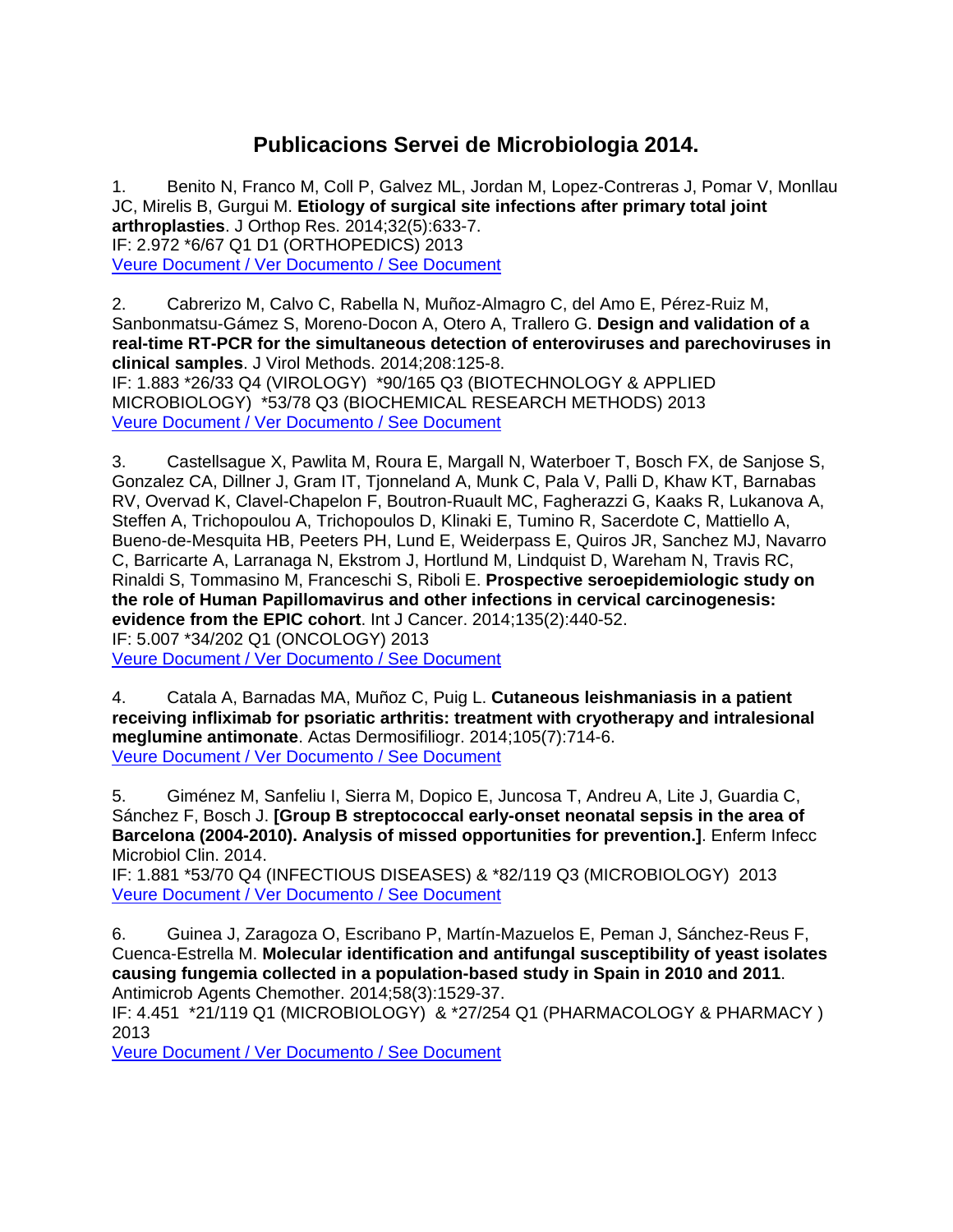# Publicacions Servei de Microbiologia 2014.

1. Benito N, Franco M, Coll P, Galvez ML, Jordan M, Lopez-Contreras J, Pomar V, Monllau JC, Mirelis B, Gurgui M. **Etiology of surgical site infections after primary total joint arthroplasties**. J Orthop Res. 2014;32(5):633-7.
IF: 2.972 *6/67 Q1 D1 (ORTHOPEDICS) 2013
Veure Document / Ver Documento / See Document

2. Cabrerizo M, Calvo C, Rabella N, Muñoz-Almagro C, del Amo E, Pérez-Ruiz M, Sanbonmatsu-Gámez S, Moreno-Docon A, Otero A, Trallero G. **Design and validation of a real-time RT-PCR for the simultaneous detection of enteroviruses and parechoviruses in clinical samples**. J Virol Methods. 2014;208:125-8.
IF: 1.883 *26/33 Q4 (VIROLOGY) *90/165 Q3 (BIOTECHNOLOGY & APPLIED MICROBIOLOGY) *53/78 Q3 (BIOCHEMICAL RESEARCH METHODS) 2013
Veure Document / Ver Documento / See Document

3. Castellsague X, Pawlita M, Roura E, Margall N, Waterboer T, Bosch FX, de Sanjose S, Gonzalez CA, Dillner J, Gram IT, Tjonneland A, Munk C, Pala V, Palli D, Khaw KT, Barnabas RV, Overvad K, Clavel-Chapelon F, Boutron-Ruault MC, Fagherazzi G, Kaaks R, Lukanova A, Steffen A, Trichopoulou A, Trichopoulos D, Klinaki E, Tumino R, Sacerdote C, Mattiello A, Bueno-de-Mesquita HB, Peeters PH, Lund E, Weiderpass E, Quiros JR, Sanchez MJ, Navarro C, Barricarte A, Larranaga N, Ekstrom J, Hortlund M, Lindquist D, Wareham N, Travis RC, Rinaldi S, Tommasino M, Franceschi S, Riboli E. **Prospective seroepidemiologic study on the role of Human Papillomavirus and other infections in cervical carcinogenesis: evidence from the EPIC cohort**. Int J Cancer. 2014;135(2):440-52.
IF: 5.007 *34/202 Q1 (ONCOLOGY) 2013
Veure Document / Ver Documento / See Document

4. Catala A, Barnadas MA, Muñoz C, Puig L. **Cutaneous leishmaniasis in a patient receiving infliximab for psoriatic arthritis: treatment with cryotherapy and intralesional meglumine antimonate**. Actas Dermosifiliogr. 2014;105(7):714-6.
Veure Document / Ver Documento / See Document

5. Giménez M, Sanfeliu I, Sierra M, Dopico E, Juncosa T, Andreu A, Lite J, Guardia C, Sánchez F, Bosch J. **[Group B streptococcal early-onset neonatal sepsis in the area of Barcelona (2004-2010). Analysis of missed opportunities for prevention.]**. Enferm Infecc Microbiol Clin. 2014.
IF: 1.881 *53/70 Q4 (INFECTIOUS DISEASES) & *82/119 Q3 (MICROBIOLOGY) 2013
Veure Document / Ver Documento / See Document

6. Guinea J, Zaragoza O, Escribano P, Martín-Mazuelos E, Peman J, Sánchez-Reus F, Cuenca-Estrella M. **Molecular identification and antifungal susceptibility of yeast isolates causing fungemia collected in a population-based study in Spain in 2010 and 2011**. Antimicrob Agents Chemother. 2014;58(3):1529-37.
IF: 4.451 *21/119 Q1 (MICROBIOLOGY) & *27/254 Q1 (PHARMACOLOGY & PHARMACY ) 2013
Veure Document / Ver Documento / See Document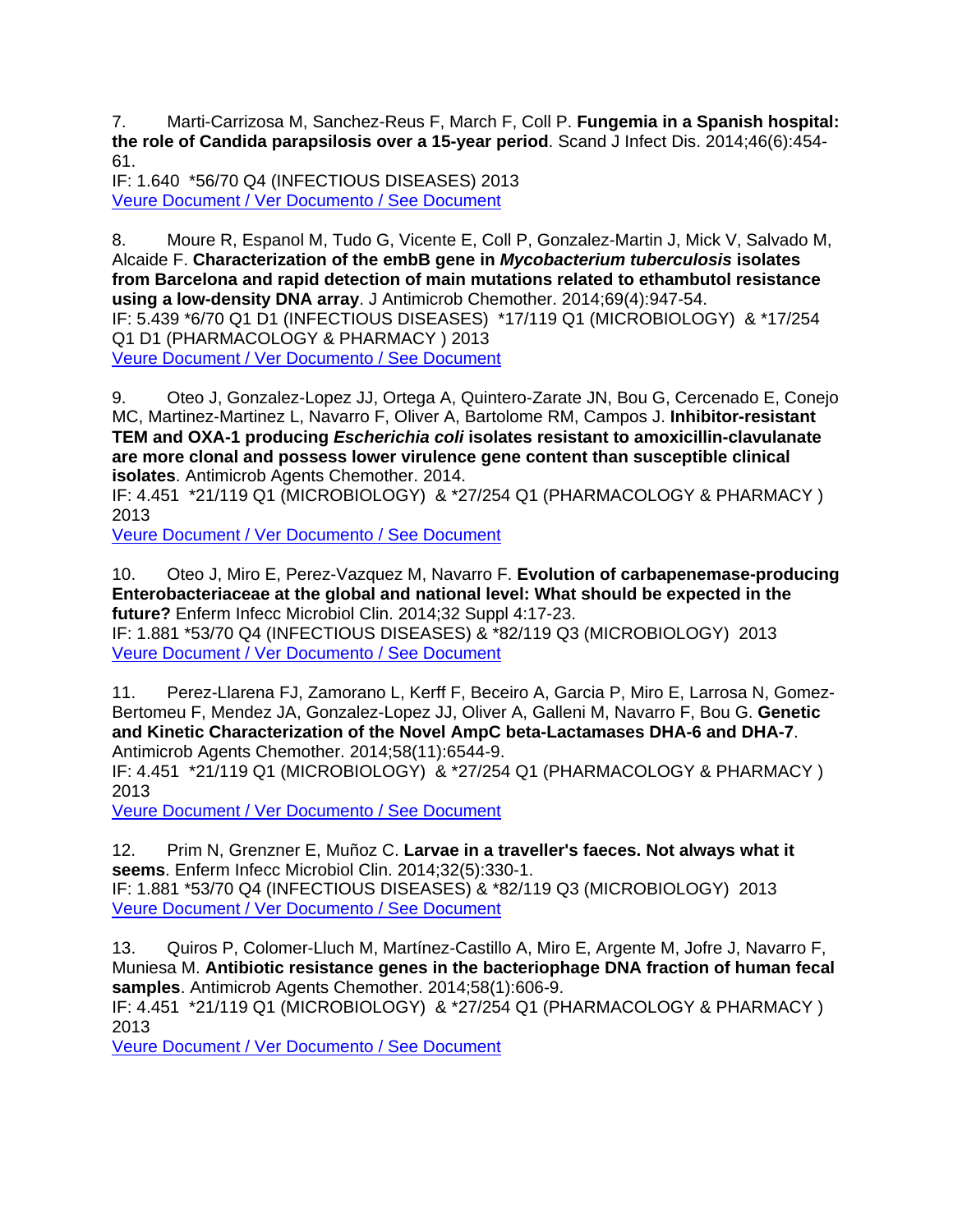7. Marti-Carrizosa M, Sanchez-Reus F, March F, Coll P. **Fungemia in a Spanish hospital: the role of Candida parapsilosis over a 15-year period**. Scand J Infect Dis. 2014;46(6):454-61.
IF: 1.640 *56/70 Q4 (INFECTIOUS DISEASES) 2013
Veure Document / Ver Documento / See Document

8. Moure R, Espanol M, Tudo G, Vicente E, Coll P, Gonzalez-Martin J, Mick V, Salvado M, Alcaide F. **Characterization of the embB gene in *Mycobacterium tuberculosis* isolates from Barcelona and rapid detection of main mutations related to ethambutol resistance using a low-density DNA array**. J Antimicrob Chemother. 2014;69(4):947-54.
IF: 5.439 *6/70 Q1 D1 (INFECTIOUS DISEASES) *17/119 Q1 (MICROBIOLOGY) & *17/254 Q1 D1 (PHARMACOLOGY & PHARMACY ) 2013
Veure Document / Ver Documento / See Document

9. Oteo J, Gonzalez-Lopez JJ, Ortega A, Quintero-Zarate JN, Bou G, Cercenado E, Conejo MC, Martinez-Martinez L, Navarro F, Oliver A, Bartolome RM, Campos J. **Inhibitor-resistant TEM and OXA-1 producing *Escherichia coli* isolates resistant to amoxicillin-clavulanate are more clonal and possess lower virulence gene content than susceptible clinical isolates**. Antimicrob Agents Chemother. 2014.
IF: 4.451 *21/119 Q1 (MICROBIOLOGY) & *27/254 Q1 (PHARMACOLOGY & PHARMACY ) 2013
Veure Document / Ver Documento / See Document

10. Oteo J, Miro E, Perez-Vazquez M, Navarro F. **Evolution of carbapenemase-producing Enterobacteriaceae at the global and national level: What should be expected in the future?** Enferm Infecc Microbiol Clin. 2014;32 Suppl 4:17-23.
IF: 1.881 *53/70 Q4 (INFECTIOUS DISEASES) & *82/119 Q3 (MICROBIOLOGY) 2013
Veure Document / Ver Documento / See Document

11. Perez-Llarena FJ, Zamorano L, Kerff F, Beceiro A, Garcia P, Miro E, Larrosa N, Gomez-Bertomeu F, Mendez JA, Gonzalez-Lopez JJ, Oliver A, Galleni M, Navarro F, Bou G. **Genetic and Kinetic Characterization of the Novel AmpC beta-Lactamases DHA-6 and DHA-7**. Antimicrob Agents Chemother. 2014;58(11):6544-9.
IF: 4.451 *21/119 Q1 (MICROBIOLOGY) & *27/254 Q1 (PHARMACOLOGY & PHARMACY ) 2013
Veure Document / Ver Documento / See Document

12. Prim N, Grenzner E, Muñoz C. **Larvae in a traveller's faeces. Not always what it seems**. Enferm Infecc Microbiol Clin. 2014;32(5):330-1.
IF: 1.881 *53/70 Q4 (INFECTIOUS DISEASES) & *82/119 Q3 (MICROBIOLOGY) 2013
Veure Document / Ver Documento / See Document

13. Quiros P, Colomer-Lluch M, Martínez-Castillo A, Miro E, Argente M, Jofre J, Navarro F, Muniesa M. **Antibiotic resistance genes in the bacteriophage DNA fraction of human fecal samples**. Antimicrob Agents Chemother. 2014;58(1):606-9.
IF: 4.451 *21/119 Q1 (MICROBIOLOGY) & *27/254 Q1 (PHARMACOLOGY & PHARMACY ) 2013
Veure Document / Ver Documento / See Document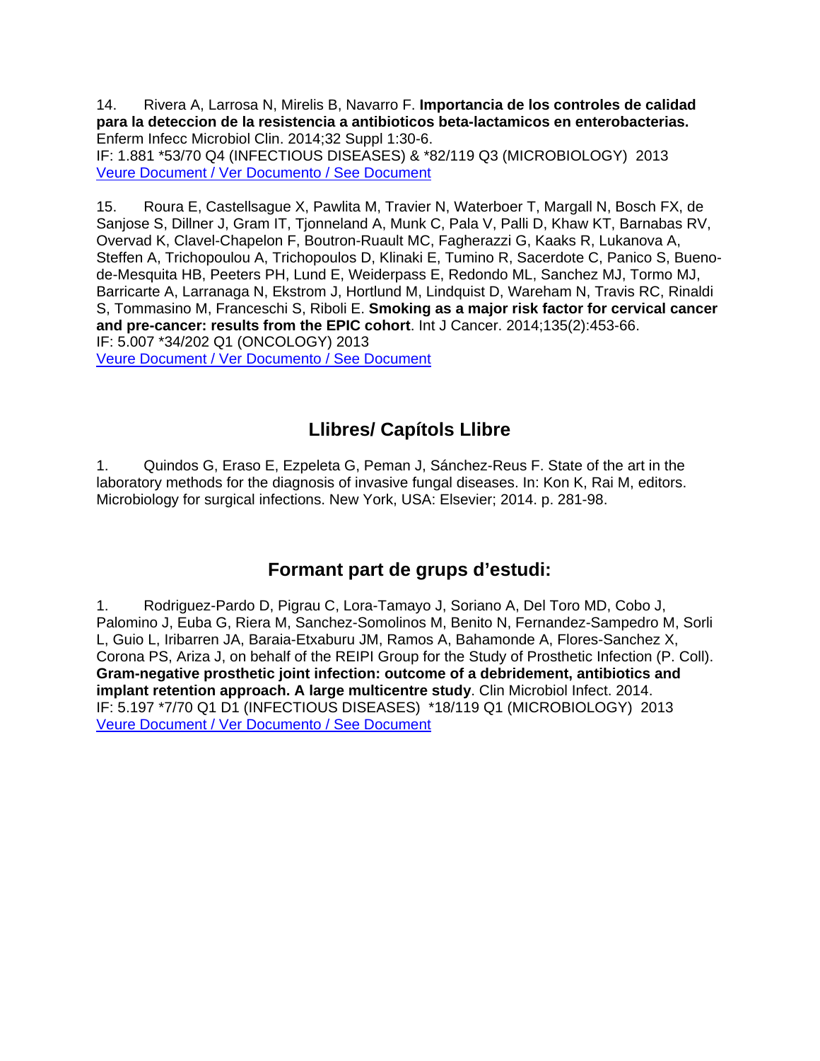14. Rivera A, Larrosa N, Mirelis B, Navarro F. **Importancia de los controles de calidad para la deteccion de la resistencia a antibioticos beta-lactamicos en enterobacterias.** Enferm Infecc Microbiol Clin. 2014;32 Suppl 1:30-6.
IF: 1.881 *53/70 Q4 (INFECTIOUS DISEASES) & *82/119 Q3 (MICROBIOLOGY) 2013
Veure Document / Ver Documento / See Document

15. Roura E, Castellsague X, Pawlita M, Travier N, Waterboer T, Margall N, Bosch FX, de Sanjose S, Dillner J, Gram IT, Tjonneland A, Munk C, Pala V, Palli D, Khaw KT, Barnabas RV, Overvad K, Clavel-Chapelon F, Boutron-Ruault MC, Fagherazzi G, Kaaks R, Lukanova A, Steffen A, Trichopoulou A, Trichopoulos D, Klinaki E, Tumino R, Sacerdote C, Panico S, Bueno-de-Mesquita HB, Peeters PH, Lund E, Weiderpass E, Redondo ML, Sanchez MJ, Tormo MJ, Barricarte A, Larranaga N, Ekstrom J, Hortlund M, Lindquist D, Wareham N, Travis RC, Rinaldi S, Tommasino M, Franceschi S, Riboli E. **Smoking as a major risk factor for cervical cancer and pre-cancer: results from the EPIC cohort**. Int J Cancer. 2014;135(2):453-66.
IF: 5.007 *34/202 Q1 (ONCOLOGY) 2013
Veure Document / Ver Documento / See Document

## Llibres/ Capítols Llibre

1. Quindos G, Eraso E, Ezpeleta G, Peman J, Sánchez-Reus F. State of the art in the laboratory methods for the diagnosis of invasive fungal diseases. In: Kon K, Rai M, editors. Microbiology for surgical infections. New York, USA: Elsevier; 2014. p. 281-98.

## Formant part de grups d'estudi:

1. Rodriguez-Pardo D, Pigrau C, Lora-Tamayo J, Soriano A, Del Toro MD, Cobo J, Palomino J, Euba G, Riera M, Sanchez-Somolinos M, Benito N, Fernandez-Sampedro M, Sorli L, Guio L, Iribarren JA, Baraia-Etxaburu JM, Ramos A, Bahamonde A, Flores-Sanchez X, Corona PS, Ariza J, on behalf of the REIPI Group for the Study of Prosthetic Infection (P. Coll). **Gram-negative prosthetic joint infection: outcome of a debridement, antibiotics and implant retention approach. A large multicentre study**. Clin Microbiol Infect. 2014.
IF: 5.197 *7/70 Q1 D1 (INFECTIOUS DISEASES) *18/119 Q1 (MICROBIOLOGY) 2013
Veure Document / Ver Documento / See Document